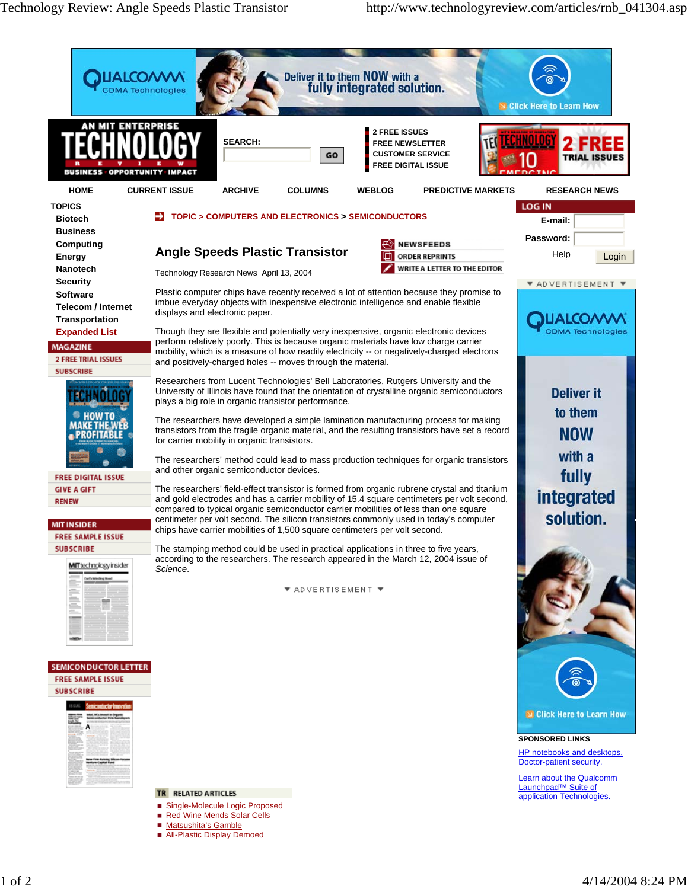TOPIC > COMPUTERS AND ELECTRONICS > SEMICONDUCTORS

# Angle Speeds Plastic Transistor

Technology Research News April 13, 2004

Plastic computer chips have recently received a lot of attention because they promise to imbue everyday objects with inexpensive electronic intelligence and enable flexible displays and electronic paper.

Though they are flexible and potentially very inexpensive, organic electronic devices perform relatively poorly. This is because organic materials have low charge carrier mobility, which is a measure of how readily electricity -- or negatively-charged electrons and positively-charged holes -- moves through the material.

Researchers from Lucent Technologies' Bell Laboratories, Rutgers University and the University of Illinois have found that the orientation of crystalline organic semiconductors plays a big role in organic transistor performance.

The researchers have developed a simple lamination manufacturing process for making transistors from the fragile organic material, and the resulting transistors have set a record for carrier mobility in organic transistors.

The researchers' method could lead to mass production techniques for organic transistors and other organic semiconductor devices.

The researchers' field-effect transistor is formed from organic rubrene crystal and titanium and gold electrodes and has a carrier mobility of 15.4 square centimeters per volt second, compared to typical organic semiconductor carrier mobilities of less than one square centimeter per volt second. The silicon transistors commonly used in today's computer chips have carrier mobilities of 1,500 square centimeters per volt second.

The stamping method could be used in practical applications in three to five years, according to the researchers. The research appeared in the March 12, 2004 issue of *Science*.

## Related Articles

- Single-Molecule Logic Proposed
- Red Wine Mends Solar Cells
- Matsushita's Gamble
- All-Plastic Display Demoed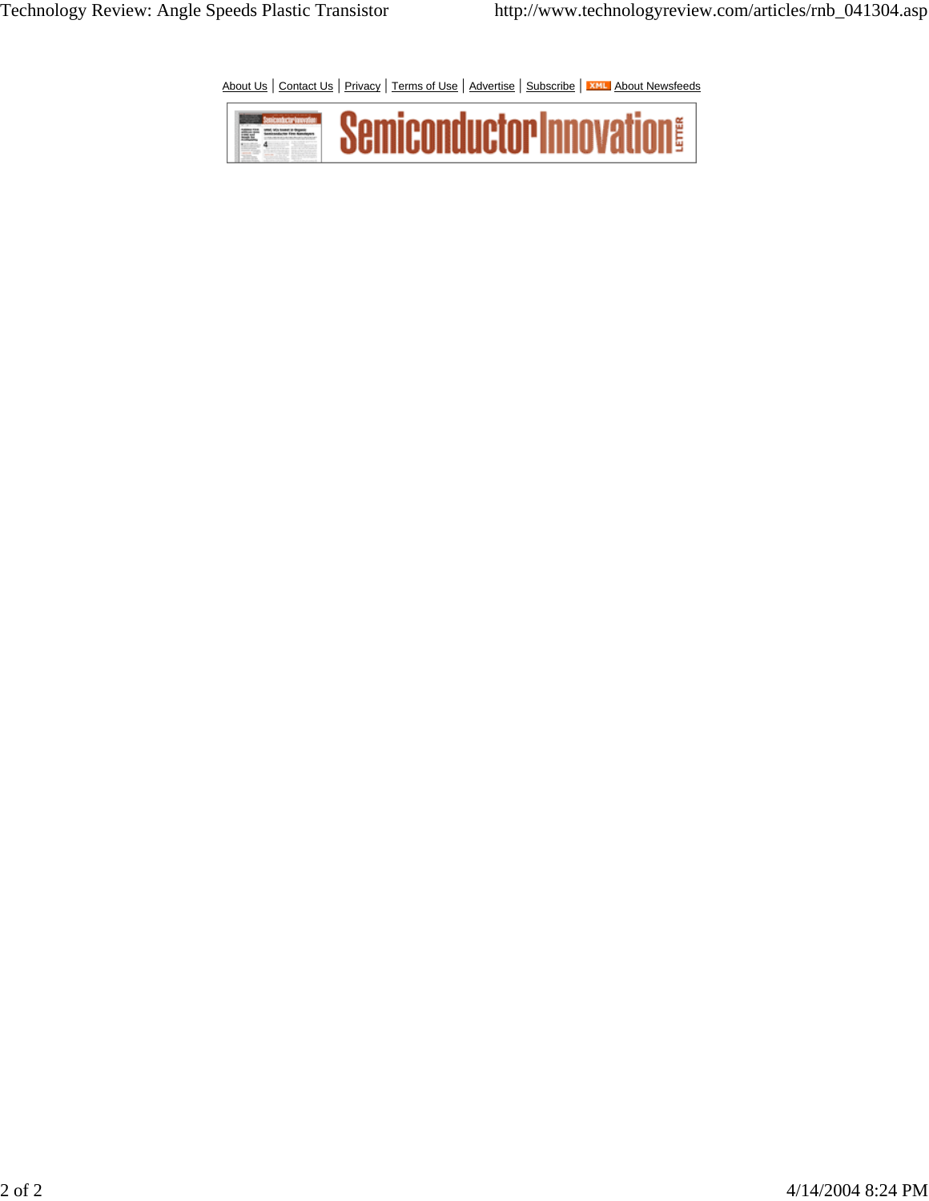About Us | Contact Us | Privacy | Terms of Use | Advertise | Subscribe | XML About Newsfeeds

SemiconductorInnovation LETTER